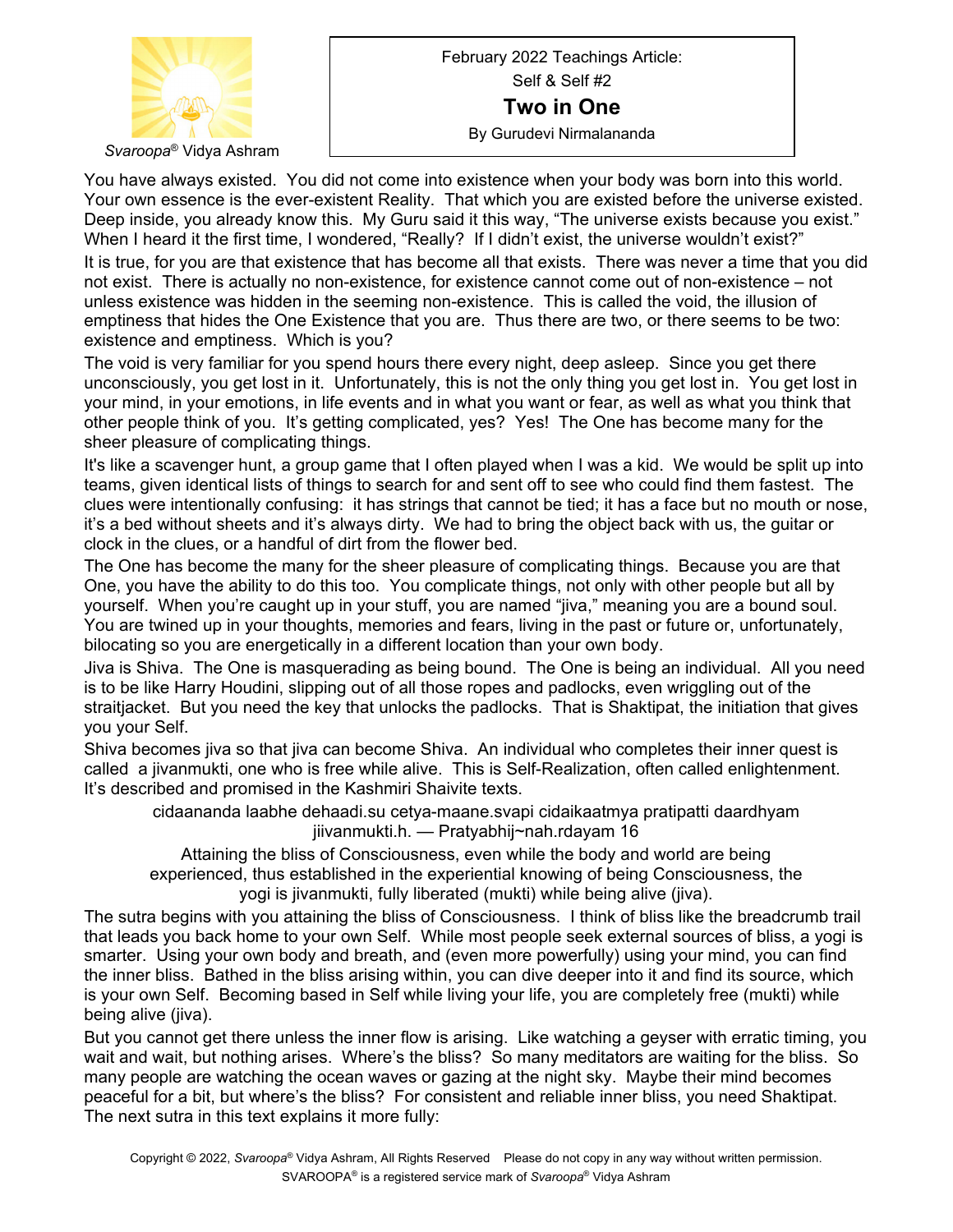*Svaroopa*® Vidya Ashram

February 2022 Teachings Article:

Self & Self #2

# Two in One

By Gurudevi Nirmalananda

You have always existed. You did not come into existence when your body was born into this world. Your own essence is the ever-existent Reality. That which you are existed before the universe existed. Deep inside, you already know this. My Guru said it this way, "The universe exists because you exist." When I heard it the first time, I wondered, "Really? If I didn't exist, the universe wouldn't exist?"

It is true, for you are that existence that has become all that exists. There was never a time that you did not exist. There is actually no non-existence, for existence cannot come out of non-existence – not unless existence was hidden in the seeming non-existence. This is called the void, the illusion of emptiness that hides the One Existence that you are. Thus there are two, or there seems to be two: existence and emptiness. Which is you?

The void is very familiar for you spend hours there every night, deep asleep. Since you get there unconsciously, you get lost in it. Unfortunately, this is not the only thing you get lost in. You get lost in your mind, in your emotions, in life events and in what you want or fear, as well as what you think that other people think of you. It's getting complicated, yes? Yes! The One has become many for the sheer pleasure of complicating things.

It's like a scavenger hunt, a group game that I often played when I was a kid. We would be split up into teams, given identical lists of things to search for and sent off to see who could find them fastest. The clues were intentionally confusing: it has strings that cannot be tied; it has a face but no mouth or nose, it's a bed without sheets and it's always dirty. We had to bring the object back with us, the guitar or clock in the clues, or a handful of dirt from the flower bed.

The One has become the many for the sheer pleasure of complicating things. Because you are that One, you have the ability to do this too. You complicate things, not only with other people but all by yourself. When you're caught up in your stuff, you are named "jiva," meaning you are a bound soul. You are twined up in your thoughts, memories and fears, living in the past or future or, unfortunately, bilocating so you are energetically in a different location than your own body.

Jiva is Shiva. The One is masquerading as being bound. The One is being an individual. All you need is to be like Harry Houdini, slipping out of all those ropes and padlocks, even wriggling out of the straitjacket. But you need the key that unlocks the padlocks. That is Shaktipat, the initiation that gives you your Self.

Shiva becomes jiva so that jiva can become Shiva. An individual who completes their inner quest is called a jivanmukti, one who is free while alive. This is Self-Realization, often called enlightenment. It's described and promised in the Kashmiri Shaivite texts.

cidaananda laabhe dehaadi.su cetya-maane.svapi cidaikaatmya pratipatti daardhyam jiivanmukti.h. — Pratyabhij~nah.rdayam 16

Attaining the bliss of Consciousness, even while the body and world are being experienced, thus established in the experiential knowing of being Consciousness, the yogi is jivanmukti, fully liberated (mukti) while being alive (jiva).

The sutra begins with you attaining the bliss of Consciousness. I think of bliss like the breadcrumb trail that leads you back home to your own Self. While most people seek external sources of bliss, a yogi is smarter. Using your own body and breath, and (even more powerfully) using your mind, you can find the inner bliss. Bathed in the bliss arising within, you can dive deeper into it and find its source, which is your own Self. Becoming based in Self while living your life, you are completely free (mukti) while being alive (jiva).

But you cannot get there unless the inner flow is arising. Like watching a geyser with erratic timing, you wait and wait, but nothing arises. Where's the bliss? So many meditators are waiting for the bliss. So many people are watching the ocean waves or gazing at the night sky. Maybe their mind becomes peaceful for a bit, but where's the bliss? For consistent and reliable inner bliss, you need Shaktipat. The next sutra in this text explains it more fully:

Copyright © 2022, *Svaroopa*® Vidya Ashram, All Rights Reserved Please do not copy in any way without written permission.
SVAROOPA® is a registered service mark of *Svaroopa*® Vidya Ashram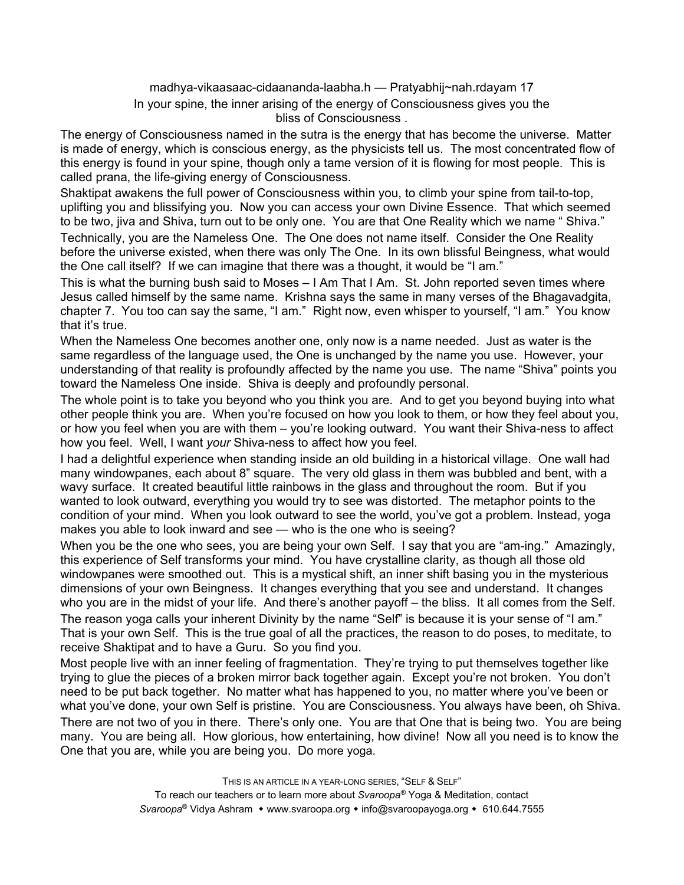madhya-vikaasaac-cidaananda-laabha.h — Pratyabhij~nah.rdayam 17

In your spine, the inner arising of the energy of Consciousness gives you the bliss of Consciousness .

The energy of Consciousness named in the sutra is the energy that has become the universe. Matter is made of energy, which is conscious energy, as the physicists tell us. The most concentrated flow of this energy is found in your spine, though only a tame version of it is flowing for most people. This is called prana, the life-giving energy of Consciousness.

Shaktipat awakens the full power of Consciousness within you, to climb your spine from tail-to-top, uplifting you and blissifying you. Now you can access your own Divine Essence. That which seemed to be two, jiva and Shiva, turn out to be only one. You are that One Reality which we name " Shiva."

Technically, you are the Nameless One. The One does not name itself. Consider the One Reality before the universe existed, when there was only The One. In its own blissful Beingness, what would the One call itself? If we can imagine that there was a thought, it would be "I am."

This is what the burning bush said to Moses – I Am That I Am. St. John reported seven times where Jesus called himself by the same name. Krishna says the same in many verses of the Bhagavadgita, chapter 7. You too can say the same, "I am." Right now, even whisper to yourself, "I am." You know that it's true.

When the Nameless One becomes another one, only now is a name needed. Just as water is the same regardless of the language used, the One is unchanged by the name you use. However, your understanding of that reality is profoundly affected by the name you use. The name "Shiva" points you toward the Nameless One inside. Shiva is deeply and profoundly personal.

The whole point is to take you beyond who you think you are. And to get you beyond buying into what other people think you are. When you're focused on how you look to them, or how they feel about you, or how you feel when you are with them – you're looking outward. You want their Shiva-ness to affect how you feel. Well, I want *your* Shiva-ness to affect how you feel.

I had a delightful experience when standing inside an old building in a historical village. One wall had many windowpanes, each about 8" square. The very old glass in them was bubbled and bent, with a wavy surface. It created beautiful little rainbows in the glass and throughout the room. But if you wanted to look outward, everything you would try to see was distorted. The metaphor points to the condition of your mind. When you look outward to see the world, you've got a problem. Instead, yoga makes you able to look inward and see — who is the one who is seeing?

When you be the one who sees, you are being your own Self. I say that you are "am-ing." Amazingly, this experience of Self transforms your mind. You have crystalline clarity, as though all those old windowpanes were smoothed out. This is a mystical shift, an inner shift basing you in the mysterious dimensions of your own Beingness. It changes everything that you see and understand. It changes who you are in the midst of your life. And there's another payoff – the bliss. It all comes from the Self.

The reason yoga calls your inherent Divinity by the name "Self" is because it is your sense of "I am." That is your own Self. This is the true goal of all the practices, the reason to do poses, to meditate, to receive Shaktipat and to have a Guru. So you find you.

Most people live with an inner feeling of fragmentation. They're trying to put themselves together like trying to glue the pieces of a broken mirror back together again. Except you're not broken. You don't need to be put back together. No matter what has happened to you, no matter where you've been or what you've done, your own Self is pristine. You are Consciousness. You always have been, oh Shiva.

There are not two of you in there. There's only one. You are that One that is being two. You are being many. You are being all. How glorious, how entertaining, how divine! Now all you need is to know the One that you are, while you are being you. Do more yoga.

THIS IS AN ARTICLE IN A YEAR-LONG SERIES, "SELF & SELF"

To reach our teachers or to learn more about *Svaroopa*® Yoga & Meditation, contact *Svaroopa*® Vidya Ashram • www.svaroopa.org • info@svaroopayoga.org • 610.644.7555